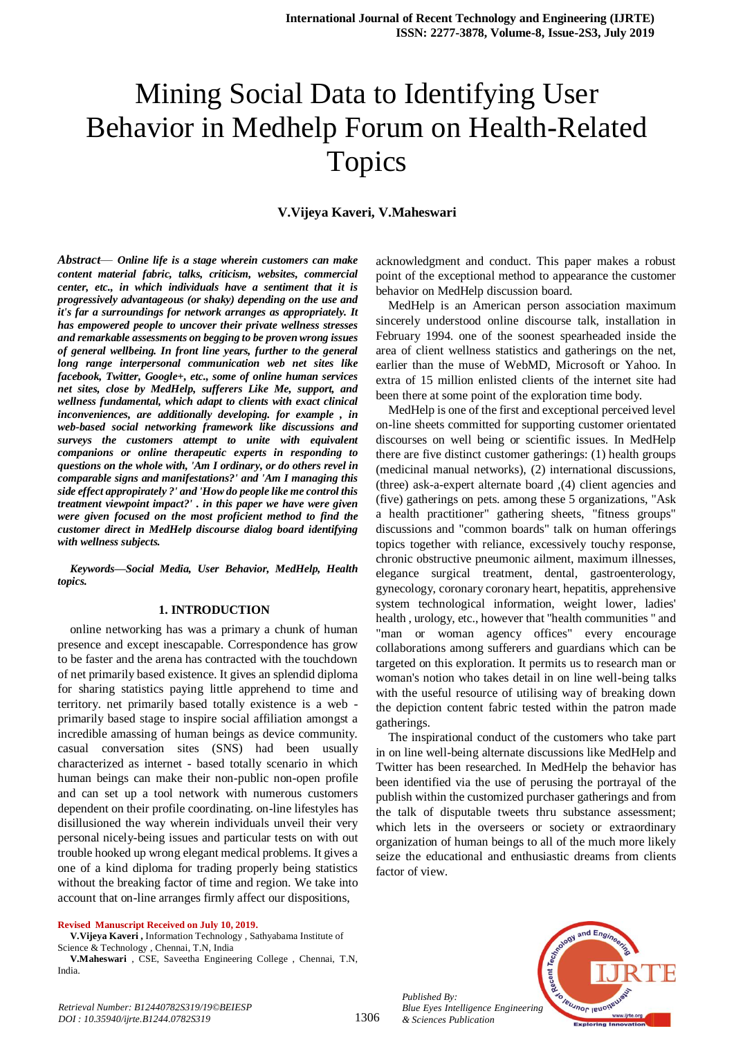# Mining Social Data to Identifying User Behavior in Medhelp Forum on Health-Related Topics

**V.Vijeya Kaveri, V.Maheswari**

***Abstract*****— *Online life is a stage wherein customers can make content material fabric, talks, criticism, websites, commercial center, etc., in which individuals have a sentiment that it is progressively advantageous (or shaky) depending on the use and it's far a surroundings for network arranges as appropriately. It has empowered people to uncover their private wellness stresses and remarkable assessments on begging to be proven wrong issues of general wellbeing. In front line years, further to the general long range interpersonal communication web net sites like facebook, Twitter, Google+, etc., some of online human services net sites, close by MedHelp, sufferers Like Me, support, and wellness fundamental, which adapt to clients with exact clinical inconveniences, are additionally developing. for example , in web-based social networking framework like discussions and surveys the customers attempt to unite with equivalent companions or online therapeutic experts in responding to questions on the whole with, 'Am I ordinary, or do others revel in comparable signs and manifestations?' and 'Am I managing this side effect appropriately ?' and 'How do people like me control this treatment viewpoint impact?' . in this paper we have were given were given focused on the most proficient method to find the customer direct in MedHelp discourse dialog board identifying with wellness subjects.*****

***Keywords—Social Media, User Behavior, MedHelp, Health topics.***

## 1. INTRODUCTION

online networking has was a primary a chunk of human presence and except inescapable. Correspondence has grow to be faster and the arena has contracted with the touchdown of net primarily based existence. It gives an splendid diploma for sharing statistics paying little apprehend to time and territory. net primarily based totally existence is a web - primarily based stage to inspire social affiliation amongst a incredible amassing of human beings as device community. casual conversation sites (SNS) had been usually characterized as internet - based totally scenario in which human beings can make their non-public non-open profile and can set up a tool network with numerous customers dependent on their profile coordinating. on-line lifestyles has disillusioned the way wherein individuals unveil their very personal nicely-being issues and particular tests on with out trouble hooked up wrong elegant medical problems. It gives a one of a kind diploma for trading properly being statistics without the breaking factor of time and region. We take into account that on-line arranges firmly affect our dispositions, acknowledgment and conduct. This paper makes a robust point of the exceptional method to appearance the customer behavior on MedHelp discussion board.

MedHelp is an American person association maximum sincerely understood online discourse talk, installation in February 1994. one of the soonest spearheaded inside the area of client wellness statistics and gatherings on the net, earlier than the muse of WebMD, Microsoft or Yahoo. In extra of 15 million enlisted clients of the internet site had been there at some point of the exploration time body.

MedHelp is one of the first and exceptional perceived level on-line sheets committed for supporting customer orientated discourses on well being or scientific issues. In MedHelp there are five distinct customer gatherings: (1) health groups (medicinal manual networks), (2) international discussions, (three) ask-a-expert alternate board ,(4) client agencies and (five) gatherings on pets. among these 5 organizations, "Ask a health practitioner" gathering sheets, "fitness groups" discussions and "common boards" talk on human offerings topics together with reliance, excessively touchy response, chronic obstructive pneumonic ailment, maximum illnesses, elegance surgical treatment, dental, gastroenterology, gynecology, coronary coronary heart, hepatitis, apprehensive system technological information, weight lower, ladies' health , urology, etc., however that "health communities " and "man or woman agency offices" every encourage collaborations among sufferers and guardians which can be targeted on this exploration. It permits us to research man or woman's notion who takes detail in on line well-being talks with the useful resource of utilising way of breaking down the depiction content fabric tested within the patron made gatherings.

The inspirational conduct of the customers who take part in on line well-being alternate discussions like MedHelp and Twitter has been researched. In MedHelp the behavior has been identified via the use of perusing the portrayal of the publish within the customized purchaser gatherings and from the talk of disputable tweets thru substance assessment; which lets in the overseers or society or extraordinary organization of human beings to all of the much more likely seize the educational and enthusiastic dreams from clients factor of view.

**Revised Manuscript Received on July 10, 2019.**

**V.Vijeya Kaveri ,** Information Technology , Sathyabama Institute of Science & Technology , Chennai, T.N, India

**V.Maheswari** , CSE, Saveetha Engineering College , Chennai, T.N, India.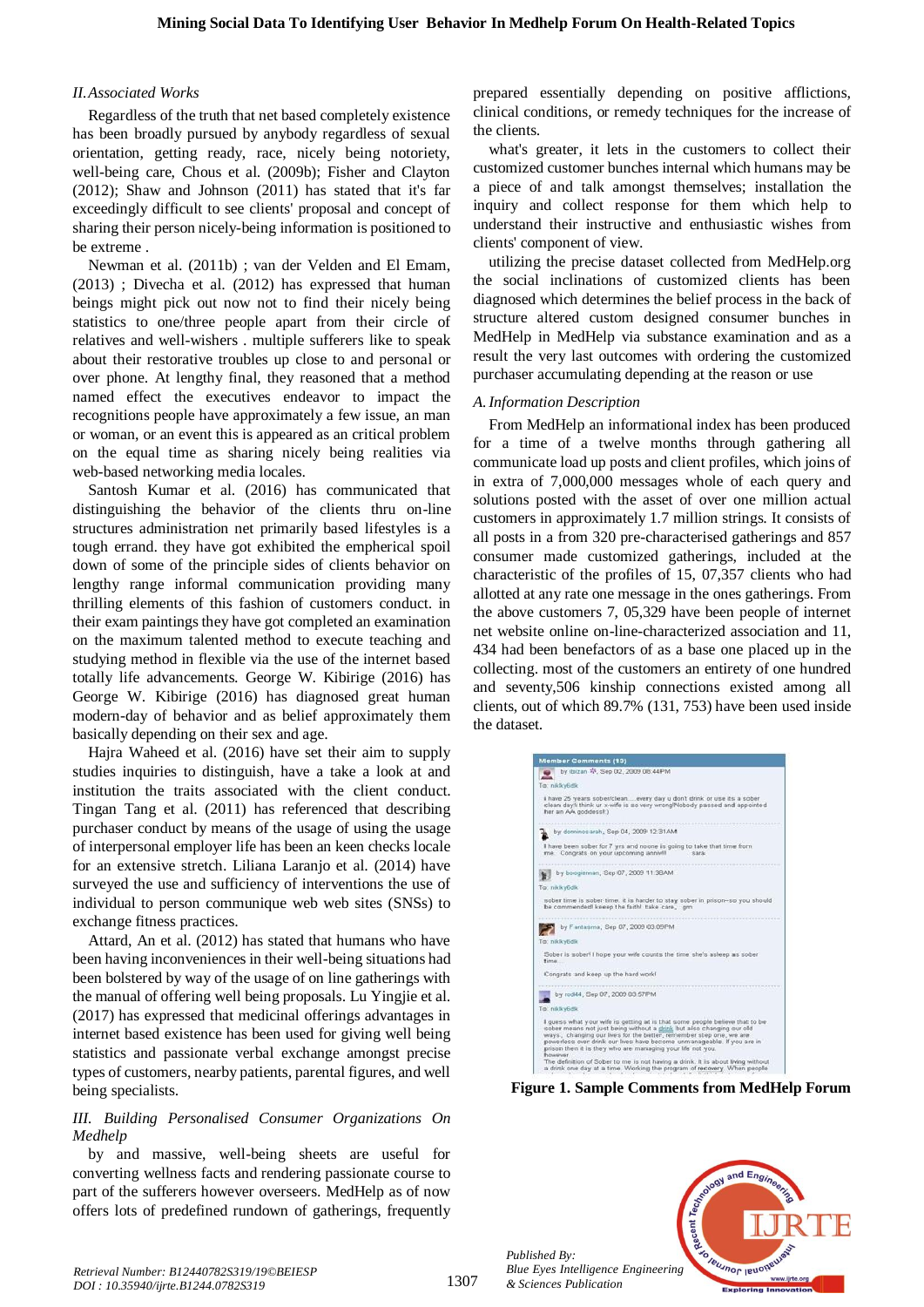## II. Associated Works

Regardless of the truth that net based completely existence has been broadly pursued by anybody regardless of sexual orientation, getting ready, race, nicely being notoriety, well-being care, Chous et al. (2009b); Fisher and Clayton (2012); Shaw and Johnson (2011) has stated that it's far exceedingly difficult to see clients' proposal and concept of sharing their person nicely-being information is positioned to be extreme .

Newman et al. (2011b) ; van der Velden and El Emam, (2013) ; Divecha et al. (2012) has expressed that human beings might pick out now not to find their nicely being statistics to one/three people apart from their circle of relatives and well-wishers . multiple sufferers like to speak about their restorative troubles up close to and personal or over phone. At lengthy final, they reasoned that a method named effect the executives endeavor to impact the recognitions people have approximately a few issue, an man or woman, or an event this is appeared as an critical problem on the equal time as sharing nicely being realities via web-based networking media locales.

Santosh Kumar et al. (2016) has communicated that distinguishing the behavior of the clients thru on-line structures administration net primarily based lifestyles is a tough errand. they have got exhibited the empherical spoil down of some of the principle sides of clients behavior on lengthy range informal communication providing many thrilling elements of this fashion of customers conduct. in their exam paintings they have got completed an examination on the maximum talented method to execute teaching and studying method in flexible via the use of the internet based totally life advancements. George W. Kibirige (2016) has George W. Kibirige (2016) has diagnosed great human modern-day of behavior and as belief approximately them basically depending on their sex and age.

Hajra Waheed et al. (2016) have set their aim to supply studies inquiries to distinguish, have a take a look at and institution the traits associated with the client conduct. Tingan Tang et al. (2011) has referenced that describing purchaser conduct by means of the usage of using the usage of interpersonal employer life has been an keen checks locale for an extensive stretch. Liliana Laranjo et al. (2014) have surveyed the use and sufficiency of interventions the use of individual to person communique web web sites (SNSs) to exchange fitness practices.

Attard, An et al. (2012) has stated that humans who have been having inconveniences in their well-being situations had been bolstered by way of the usage of on line gatherings with the manual of offering well being proposals. Lu Yingjie et al. (2017) has expressed that medicinal offerings advantages in internet based existence has been used for giving well being statistics and passionate verbal exchange amongst precise types of customers, nearby patients, parental figures, and well being specialists.

## III. Building Personalised Consumer Organizations On Medhelp

by and massive, well-being sheets are useful for converting wellness facts and rendering passionate course to part of the sufferers however overseers. MedHelp as of now offers lots of predefined rundown of gatherings, frequently prepared essentially depending on positive afflictions, clinical conditions, or remedy techniques for the increase of the clients.

what's greater, it lets in the customers to collect their customized customer bunches internal which humans may be a piece of and talk amongst themselves; installation the inquiry and collect response for them which help to understand their instructive and enthusiastic wishes from clients' component of view.

utilizing the precise dataset collected from MedHelp.org the social inclinations of customized clients has been diagnosed which determines the belief process in the back of structure altered custom designed consumer bunches in MedHelp in MedHelp via substance examination and as a result the very last outcomes with ordering the customized purchaser accumulating depending at the reason or use

### A. Information Description

From MedHelp an informational index has been produced for a time of a twelve months through gathering all communicate load up posts and client profiles, which joins of in extra of 7,000,000 messages whole of each query and solutions posted with the asset of over one million actual customers in approximately 1.7 million strings. It consists of all posts in a from 320 pre-characterised gatherings and 857 consumer made customized gatherings, included at the characteristic of the profiles of 15, 07,357 clients who had allotted at any rate one message in the ones gatherings. From the above customers 7, 05,329 have been people of internet net website online on-line-characterized association and 11, 434 had been benefactors of as a base one placed up in the collecting. most of the customers an entirety of one hundred and seventy,506 kinship connections existed among all clients, out of which 89.7% (131, 753) have been used inside the dataset.

**Figure 1. Sample Comments from MedHelp Forum**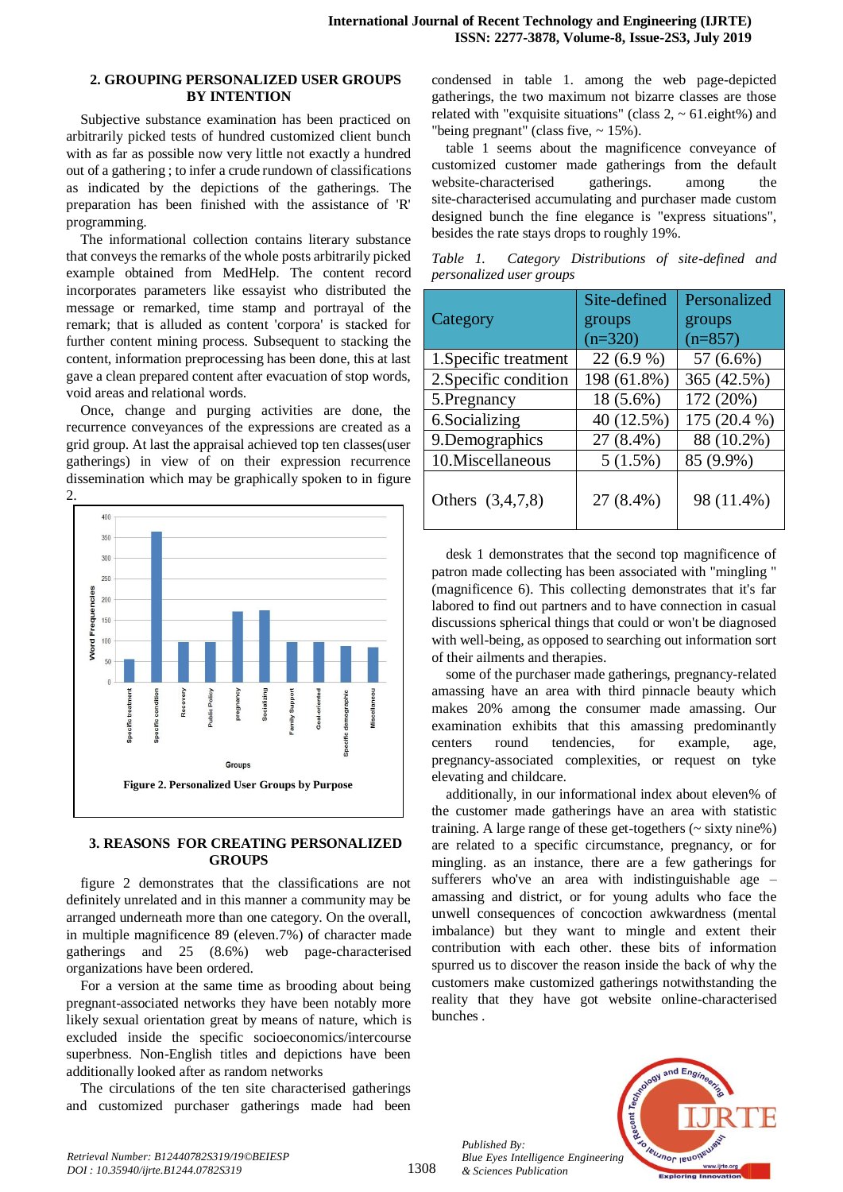## 2. GROUPING PERSONALIZED USER GROUPS BY INTENTION

Subjective substance examination has been practiced on arbitrarily picked tests of hundred customized client bunch with as far as possible now very little not exactly a hundred out of a gathering ; to infer a crude rundown of classifications as indicated by the depictions of the gatherings. The preparation has been finished with the assistance of 'R' programming.

The informational collection contains literary substance that conveys the remarks of the whole posts arbitrarily picked example obtained from MedHelp. The content record incorporates parameters like essayist who distributed the message or remarked, time stamp and portrayal of the remark; that is alluded as content 'corpora' is stacked for further content mining process. Subsequent to stacking the content, information preprocessing has been done, this at last gave a clean prepared content after evacuation of stop words, void areas and relational words.

Once, change and purging activities are done, the recurrence conveyances of the expressions are created as a grid group. At last the appraisal achieved top ten classes(user gatherings) in view of on their expression recurrence dissemination which may be graphically spoken to in figure 2.

**Figure 2. Personalized User Groups by Purpose**

## 3. REASONS FOR CREATING PERSONALIZED GROUPS

figure 2 demonstrates that the classifications are not definitely unrelated and in this manner a community may be arranged underneath more than one category. On the overall, in multiple magnificence 89 (eleven.7%) of character made gatherings and 25 (8.6%) web page-characterised organizations have been ordered.

For a version at the same time as brooding about being pregnant-associated networks they have been notably more likely sexual orientation great by means of nature, which is excluded inside the specific socioeconomics/intercourse superbness. Non-English titles and depictions have been additionally looked after as random networks

The circulations of the ten site characterised gatherings and customized purchaser gatherings made had been condensed in table 1. among the web page-depicted gatherings, the two maximum not bizarre classes are those related with "exquisite situations" (class 2, ~ 61.eight%) and "being pregnant" (class five, ~ 15%).

table 1 seems about the magnificence conveyance of customized customer made gatherings from the default website-characterised gatherings. among the site-characterised accumulating and purchaser made custom designed bunch the fine elegance is "express situations", besides the rate stays drops to roughly 19%.

*Table 1. Category Distributions of site-defined and personalized user groups*

| Category | Site-defined groups (n=320) | Personalized groups (n=857) |
|---|---|---|
| 1.Specific treatment | 22 (6.9 %) | 57 (6.6%) |
| 2.Specific condition | 198 (61.8%) | 365 (42.5%) |
| 5.Pregnancy | 18 (5.6%) | 172 (20%) |
| 6.Socializing | 40 (12.5%) | 175 (20.4 %) |
| 9.Demographics | 27 (8.4%) | 88 (10.2%) |
| 10.Miscellaneous | 5 (1.5%) | 85 (9.9%) |
| Others (3,4,7,8) | 27 (8.4%) | 98 (11.4%) |

desk 1 demonstrates that the second top magnificence of patron made collecting has been associated with "mingling " (magnificence 6). This collecting demonstrates that it's far labored to find out partners and to have connection in casual discussions spherical things that could or won't be diagnosed with well-being, as opposed to searching out information sort of their ailments and therapies.

some of the purchaser made gatherings, pregnancy-related amassing have an area with third pinnacle beauty which makes 20% among the consumer made amassing. Our examination exhibits that this amassing predominantly centers round tendencies, for example, age, pregnancy-associated complexities, or request on tyke elevating and childcare.

additionally, in our informational index about eleven% of the customer made gatherings have an area with statistic training. A large range of these get-togethers (~ sixty nine%) are related to a specific circumstance, pregnancy, or for mingling. as an instance, there are a few gatherings for sufferers who've an area with indistinguishable age – amassing and district, or for young adults who face the unwell consequences of concoction awkwardness (mental imbalance) but they want to mingle and extent their contribution with each other. these bits of information spurred us to discover the reason inside the back of why the customers make customized gatherings notwithstanding the reality that they have got website online-characterised bunches .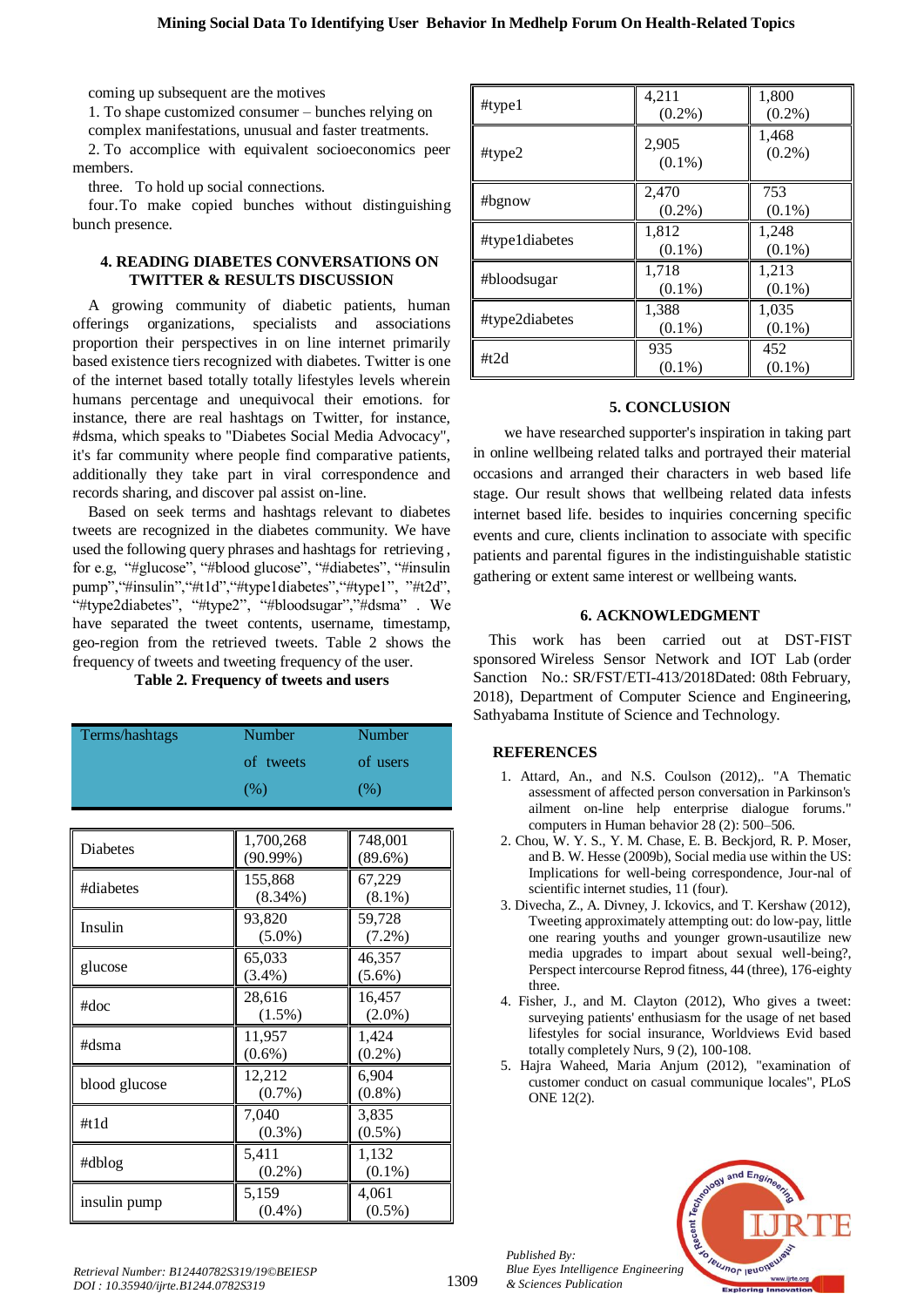coming up subsequent are the motives

1. To shape customized consumer – bunches relying on complex manifestations, unusual and faster treatments.
2. To accomplice with equivalent socioeconomics peer members.

three. To hold up social connections.

four. To make copied bunches without distinguishing bunch presence.

## 4. READING DIABETES CONVERSATIONS ON TWITTER & RESULTS DISCUSSION

A growing community of diabetic patients, human offerings organizations, specialists and associations proportion their perspectives in on line internet primarily based existence tiers recognized with diabetes. Twitter is one of the internet based totally totally lifestyles levels wherein humans percentage and unequivocal their emotions. for instance, there are real hashtags on Twitter, for instance, #dsma, which speaks to "Diabetes Social Media Advocacy", it's far community where people find comparative patients, additionally they take part in viral correspondence and records sharing, and discover pal assist on-line.

Based on seek terms and hashtags relevant to diabetes tweets are recognized in the diabetes community. We have used the following query phrases and hashtags for retrieving , for e.g, "#glucose", "#blood glucose", "#diabetes", "#insulin pump","#insulin","#t1d","#type1diabetes","#type1", "#t2d", "#type2diabetes", "#type2", "#bloodsugar","#dsma" . We have separated the tweet contents, username, timestamp, geo-region from the retrieved tweets. Table 2 shows the frequency of tweets and tweeting frequency of the user.

**Table 2. Frequency of tweets and users**

| Terms/hashtags | Number of tweets (%) | Number of users (%) |
|---|---|---|
| Diabetes | 1,700,268 (90.99%) | 748,001 (89.6%) |
| #diabetes | 155,868 (8.34%) | 67,229 (8.1%) |
| Insulin | 93,820 (5.0%) | 59,728 (7.2%) |
| glucose | 65,033 (3.4%) | 46,357 (5.6%) |
| #doc | 28,616 (1.5%) | 16,457 (2.0%) |
| #dsma | 11,957 (0.6%) | 1,424 (0.2%) |
| blood glucose | 12,212 (0.7%) | 6,904 (0.8%) |
| #t1d | 7,040 (0.3%) | 3,835 (0.5%) |
| #dblog | 5,411 (0.2%) | 1,132 (0.1%) |
| insulin pump | 5,159 (0.4%) | 4,061 (0.5%) |
| #type1 | 4,211 (0.2%) | 1,800 (0.2%) |
| #type2 | 2,905 (0.1%) | 1,468 (0.2%) |
| #bgnow | 2,470 (0.2%) | 753 (0.1%) |
| #type1diabetes | 1,812 (0.1%) | 1,248 (0.1%) |
| #bloodsugar | 1,718 (0.1%) | 1,213 (0.1%) |
| #type2diabetes | 1,388 (0.1%) | 1,035 (0.1%) |
| #t2d | 935 (0.1%) | 452 (0.1%) |

## 5. CONCLUSION

we have researched supporter's inspiration in taking part in online wellbeing related talks and portrayed their material occasions and arranged their characters in web based life stage. Our result shows that wellbeing related data infests internet based life. besides to inquiries concerning specific events and cure, clients inclination to associate with specific patients and parental figures in the indistinguishable statistic gathering or extent same interest or wellbeing wants.

## 6. ACKNOWLEDGMENT

This work has been carried out at DST-FIST sponsored Wireless Sensor Network and IOT Lab (order Sanction No.: SR/FST/ETI-413/2018Dated: 08th February, 2018), Department of Computer Science and Engineering, Sathyabama Institute of Science and Technology.

## REFERENCES

1. Attard, An., and N.S. Coulson (2012),. "A Thematic assessment of affected person conversation in Parkinson's ailment on-line help enterprise dialogue forums." computers in Human behavior 28 (2): 500–506.
2. Chou, W. Y. S., Y. M. Chase, E. B. Beckjord, R. P. Moser, and B. W. Hesse (2009b), Social media use within the US: Implications for well-being correspondence, Jour-nal of scientific internet studies, 11 (four).
3. Divecha, Z., A. Divney, J. Ickovics, and T. Kershaw (2012), Tweeting approximately attempting out: do low-pay, little one rearing youths and younger grown-usautilize new media upgrades to impart about sexual well-being?, Perspect intercourse Reprod fitness, 44 (three), 176-eighty three.
4. Fisher, J., and M. Clayton (2012), Who gives a tweet: surveying patients' enthusiasm for the usage of net based lifestyles for social insurance, Worldviews Evid based totally completely Nurs, 9 (2), 100-108.
5. Hajra Waheed, Maria Anjum (2012), "examination of customer conduct on casual communique locales", PLoS ONE 12(2).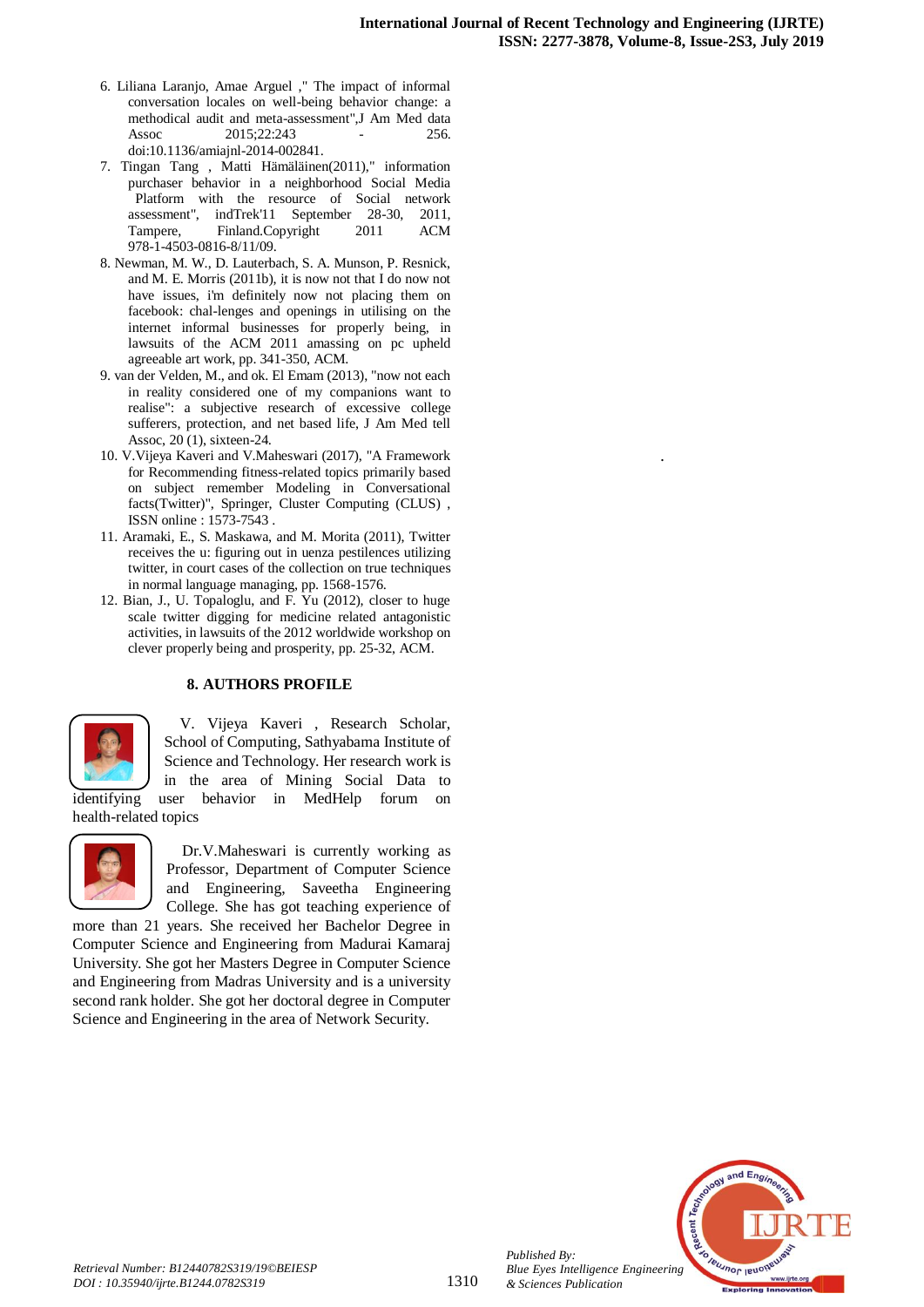6. Liliana Laranjo, Amae Arguel ," The impact of informal conversation locales on well-being behavior change: a methodical audit and meta-assessment",J Am Med data Assoc 2015;22:243 - 256. doi:10.1136/amiajnl-2014-002841.
7. Tingan Tang , Matti Hämäläinen(2011)," information purchaser behavior in a neighborhood Social Media Platform with the resource of Social network assessment", indTrek'11 September 28-30, 2011, Tampere, Finland.Copyright 2011 ACM 978-1-4503-0816-8/11/09.
8. Newman, M. W., D. Lauterbach, S. A. Munson, P. Resnick, and M. E. Morris (2011b), it is now not that I do now not have issues, i'm definitely now not placing them on facebook: chal-lenges and openings in utilising on the internet informal businesses for properly being, in lawsuits of the ACM 2011 amassing on pc upheld agreeable art work, pp. 341-350, ACM.
9. van der Velden, M., and ok. El Emam (2013), "now not each in reality considered one of my companions want to realise": a subjective research of excessive college sufferers, protection, and net based life, J Am Med tell Assoc, 20 (1), sixteen-24.
10. V.Vijeya Kaveri and V.Maheswari (2017), "A Framework for Recommending fitness-related topics primarily based on subject remember Modeling in Conversational facts(Twitter)", Springer, Cluster Computing (CLUS) , ISSN online : 1573-7543 .
11. Aramaki, E., S. Maskawa, and M. Morita (2011), Twitter receives the u: figuring out in uenza pestilences utilizing twitter, in court cases of the collection on true techniques in normal language managing, pp. 1568-1576.
12. Bian, J., U. Topaloglu, and F. Yu (2012), closer to huge scale twitter digging for medicine related antagonistic activities, in lawsuits of the 2012 worldwide workshop on clever properly being and prosperity, pp. 25-32, ACM.

## 8. AUTHORS PROFILE

V. Vijeya Kaveri , Research Scholar, School of Computing, Sathyabama Institute of Science and Technology. Her research work is in the area of Mining Social Data to identifying user behavior in MedHelp forum on health-related topics

Dr.V.Maheswari is currently working as Professor, Department of Computer Science and Engineering, Saveetha Engineering College. She has got teaching experience of more than 21 years. She received her Bachelor Degree in Computer Science and Engineering from Madurai Kamaraj University. She got her Masters Degree in Computer Science and Engineering from Madras University and is a university second rank holder. She got her doctoral degree in Computer Science and Engineering in the area of Network Security.